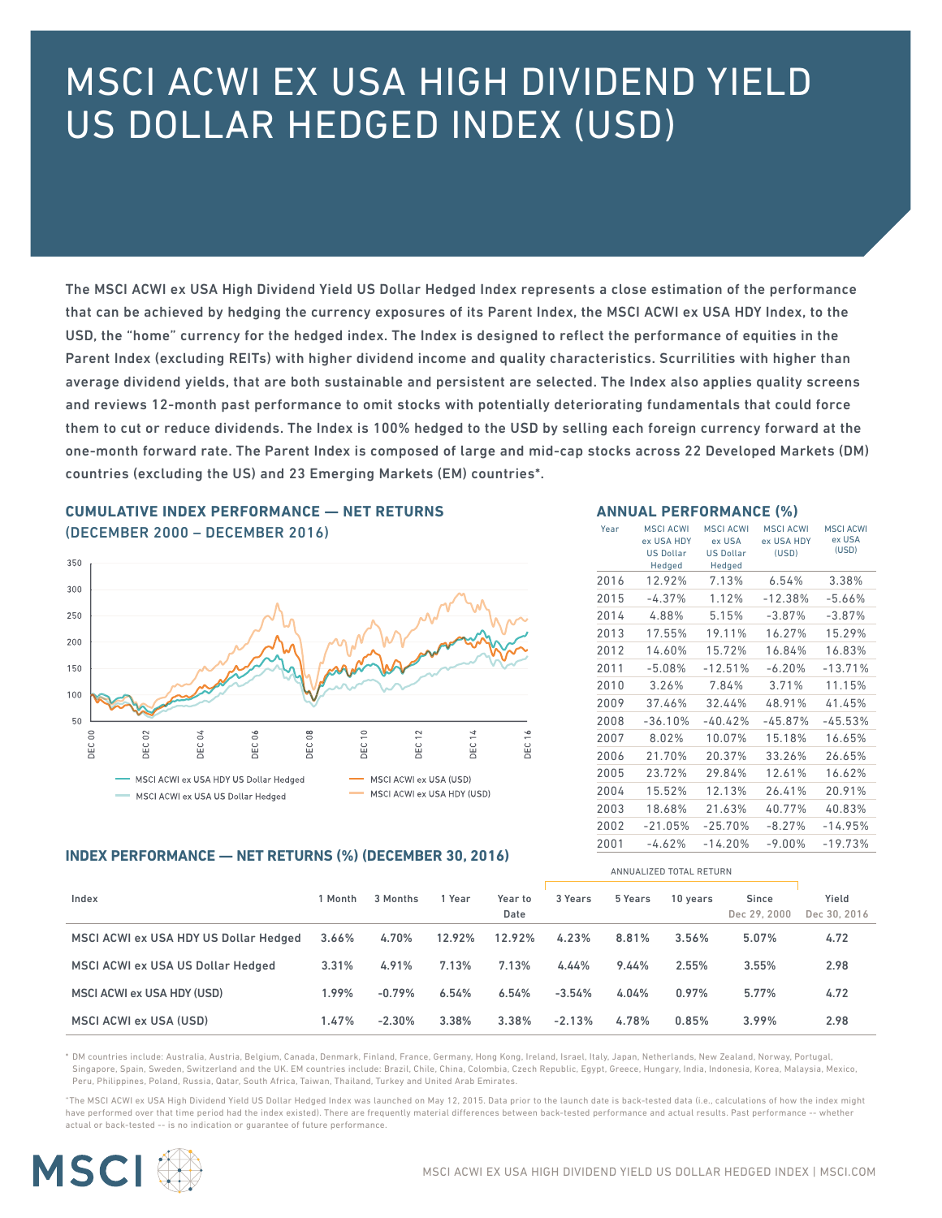# MSCI ACWI EX USA HIGH DIVIDEND YIELD US DOLLAR HEDGED INDEX (USD)

The MSCI ACWI ex USA High Dividend Yield US Dollar Hedged Index represents a close estimation of the performance that can be achieved by hedging the currency exposures of its Parent Index, the MSCI ACWI ex USA HDY Index, to the USD, the "home" currency for the hedged index. The Index is designed to reflect the performance of equities in the Parent Index (excluding REITs) with higher dividend income and quality characteristics. Scurrilities with higher than average dividend yields, that are both sustainable and persistent are selected. The Index also applies quality screens and reviews 12-month past performance to omit stocks with potentially deteriorating fundamentals that could force them to cut or reduce dividends. The Index is 100% hedged to the USD by selling each foreign currency forward at the one-month forward rate. The Parent Index is composed of large and mid-cap stocks across 22 Developed Markets (DM) countries (excluding the US) and 23 Emerging Markets (EM) countries*.

## CUMULATIVE INDEX PERFORMANCE — NET RETURNS (DECEMBER 2000 – DECEMBER 2016)

Legend: MSCI ACWI ex USA HDY US Dollar Hedged; MSCI ACWI ex USA US Dollar Hedged; MSCI ACWI ex USA (USD); MSCI ACWI ex USA HDY (USD)

## ANNUAL PERFORMANCE (%)

| Year | MSCI ACWI ex USA HDY US Dollar Hedged | MSCI ACWI ex USA US Dollar Hedged | MSCI ACWI ex USA HDY (USD) | MSCI ACWI ex USA (USD) |
|---|---|---|---|---|
| 2016 | 12.92% | 7.13% | 6.54% | 3.38% |
| 2015 | -4.37% | 1.12% | -12.38% | -5.66% |
| 2014 | 4.88% | 5.15% | -3.87% | -3.87% |
| 2013 | 17.55% | 19.11% | 16.27% | 15.29% |
| 2012 | 14.60% | 15.72% | 16.84% | 16.83% |
| 2011 | -5.08% | -12.51% | -6.20% | -13.71% |
| 2010 | 3.26% | 7.84% | 3.71% | 11.15% |
| 2009 | 37.46% | 32.44% | 48.91% | 41.45% |
| 2008 | -36.10% | -40.42% | -45.87% | -45.53% |
| 2007 | 8.02% | 10.07% | 15.18% | 16.65% |
| 2006 | 21.70% | 20.37% | 33.26% | 26.65% |
| 2005 | 23.72% | 29.84% | 12.61% | 16.62% |
| 2004 | 15.52% | 12.13% | 26.41% | 20.91% |
| 2003 | 18.68% | 21.63% | 40.77% | 40.83% |
| 2002 | -21.05% | -25.70% | -8.27% | -14.95% |
| 2001 | -4.62% | -14.20% | -9.00% | -19.73% |

## INDEX PERFORMANCE — NET RETURNS (%) (DECEMBER 30, 2016)

| Index | 1 Month | 3 Months | 1 Year | Year to Date | 3 Years (Annualized Total Return) | 5 Years (Annualized Total Return) | 10 years (Annualized Total Return) | Since Dec 29, 2000 (Annualized Total Return) | Yield Dec 30, 2016 |
|---|---|---|---|---|---|---|---|---|---|
| MSCI ACWI ex USA HDY US Dollar Hedged | 3.66% | 4.70% | 12.92% | 12.92% | 4.23% | 8.81% | 3.56% | 5.07% | 4.72 |
| MSCI ACWI ex USA US Dollar Hedged | 3.31% | 4.91% | 7.13% | 7.13% | 4.44% | 9.44% | 2.55% | 3.55% | 2.98 |
| MSCI ACWI ex USA HDY (USD) | 1.99% | -0.79% | 6.54% | 6.54% | -3.54% | 4.04% | 0.97% | 5.77% | 4.72 |
| MSCI ACWI ex USA (USD) | 1.47% | -2.30% | 3.38% | 3.38% | -2.13% | 4.78% | 0.85% | 3.99% | 2.98 |

\* DM countries include: Australia, Austria, Belgium, Canada, Denmark, Finland, France, Germany, Hong Kong, Ireland, Israel, Italy, Japan, Netherlands, New Zealand, Norway, Portugal, Singapore, Spain, Sweden, Switzerland and the UK. EM countries include: Brazil, Chile, China, Colombia, Czech Republic, Egypt, Greece, Hungary, India, Indonesia, Korea, Malaysia, Mexico, Peru, Philippines, Poland, Russia, Qatar, South Africa, Taiwan, Thailand, Turkey and United Arab Emirates.

"The MSCI ACWI ex USA High Dividend Yield US Dollar Hedged Index was launched on May 12, 2015. Data prior to the launch date is back-tested data (i.e., calculations of how the index might have performed over that time period had the index existed). There are frequently material differences between back-tested performance and actual results. Past performance -- whether actual or back-tested -- is no indication or guarantee of future performance.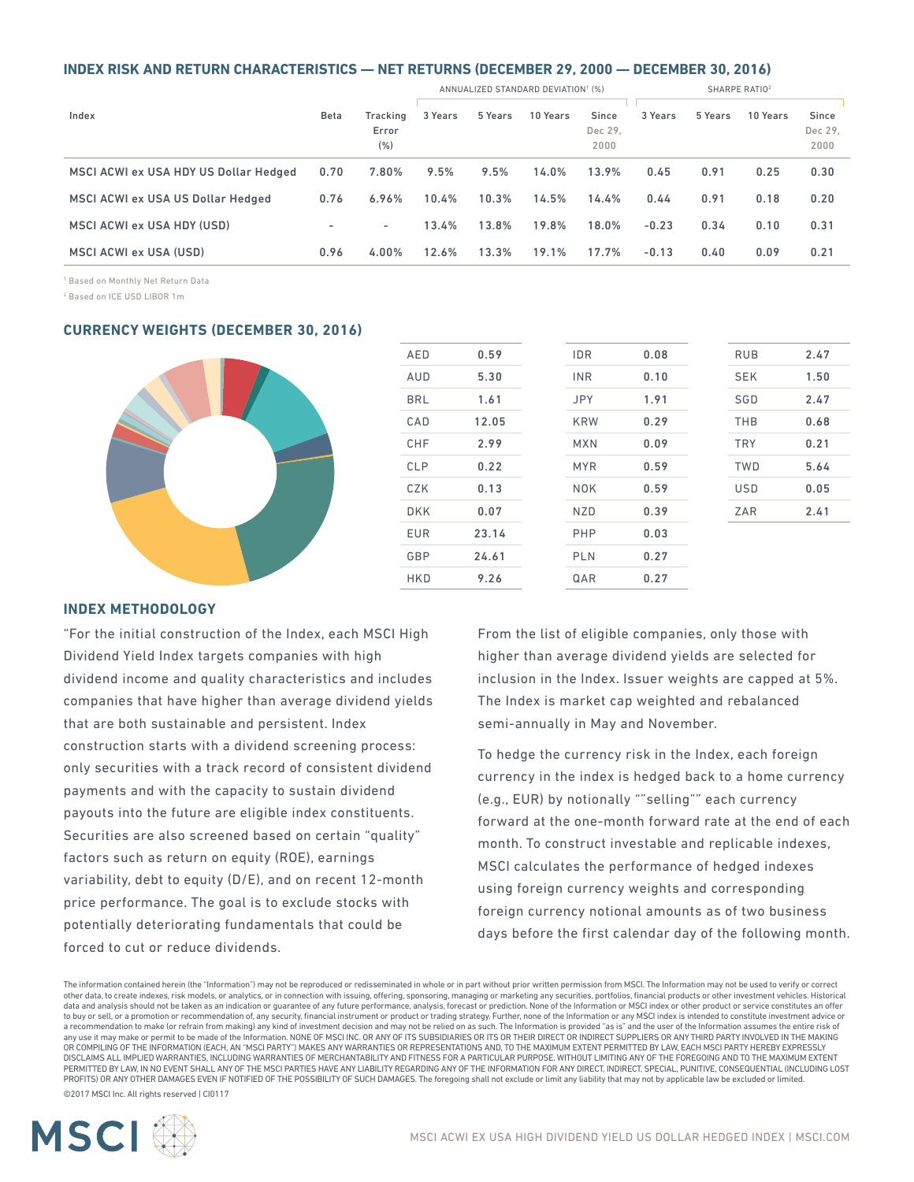## INDEX RISK AND RETURN CHARACTERISTICS — NET RETURNS (DECEMBER 29, 2000 — DECEMBER 30, 2016)

| Index | Beta | Tracking Error (%) | ANNUALIZED STANDARD DEVIATION[1] (%) | | | | SHARPE RATIO[2] | | | |
|---|---|---|---|---|---|---|---|---|---|---|
| | | | 3 Years | 5 Years | 10 Years | Since Dec 29, 2000 | 3 Years | 5 Years | 10 Years | Since Dec 29, 2000 |
| MSCI ACWI ex USA HDY US Dollar Hedged | 0.70 | 7.80% | 9.5% | 9.5% | 14.0% | 13.9% | 0.45 | 0.91 | 0.25 | 0.30 |
| MSCI ACWI ex USA US Dollar Hedged | 0.76 | 6.96% | 10.4% | 10.3% | 14.5% | 14.4% | 0.44 | 0.91 | 0.18 | 0.20 |
| MSCI ACWI ex USA HDY (USD) | - | - | 13.4% | 13.8% | 19.8% | 18.0% | -0.23 | 0.34 | 0.10 | 0.31 |
| MSCI ACWI ex USA (USD) | 0.96 | 4.00% | 12.6% | 13.3% | 19.1% | 17.7% | -0.13 | 0.40 | 0.09 | 0.21 |

[1] Based on Monthly Net Return Data

[2] Based on ICE USD LIBOR 1m

## CURRENCY WEIGHTS (DECEMBER 30, 2016)

| | | | | | |
|---|---|---|---|---|---|
| AED | 0.59 | IDR | 0.08 | RUB | 2.47 |
| AUD | 5.30 | INR | 0.10 | SEK | 1.50 |
| BRL | 1.61 | JPY | 1.91 | SGD | 2.47 |
| CAD | 12.05 | KRW | 0.29 | THB | 0.68 |
| CHF | 2.99 | MXN | 0.09 | TRY | 0.21 |
| CLP | 0.22 | MYR | 0.59 | TWD | 5.64 |
| CZK | 0.13 | NOK | 0.59 | USD | 0.05 |
| DKK | 0.07 | NZD | 0.39 | ZAR | 2.41 |
| EUR | 23.14 | PHP | 0.03 | | |
| GBP | 24.61 | PLN | 0.27 | | |
| HKD | 9.26 | QAR | 0.27 | | |

## INDEX METHODOLOGY

"For the initial construction of the Index, each MSCI High Dividend Yield Index targets companies with high dividend income and quality characteristics and includes companies that have higher than average dividend yields that are both sustainable and persistent. Index construction starts with a dividend screening process: only securities with a track record of consistent dividend payments and with the capacity to sustain dividend payouts into the future are eligible index constituents. Securities are also screened based on certain "quality" factors such as return on equity (ROE), earnings variability, debt to equity (D/E), and on recent 12-month price performance. The goal is to exclude stocks with potentially deteriorating fundamentals that could be forced to cut or reduce dividends.

From the list of eligible companies, only those with higher than average dividend yields are selected for inclusion in the Index. Issuer weights are capped at 5%. The Index is market cap weighted and rebalanced semi-annually in May and November.

To hedge the currency risk in the Index, each foreign currency in the index is hedged back to a home currency (e.g., EUR) by notionally ""selling"" each currency forward at the one-month forward rate at the end of each month. To construct investable and replicable indexes, MSCI calculates the performance of hedged indexes using foreign currency weights and corresponding foreign currency notional amounts as of two business days before the first calendar day of the following month.

The information contained herein (the "Information") may not be reproduced or redisseminated in whole or in part without prior written permission from MSCI. The Information may not be used to verify or correct other data, to create indexes, risk models, or analytics, or in connection with issuing, offering, sponsoring, managing or marketing any securities, portfolios, financial products or other investment vehicles. Historical data and analysis should not be taken as an indication or guarantee of any future performance, analysis, forecast or prediction. None of the Information or MSCI index or other product or service constitutes an offer to buy or sell, or a promotion or recommendation of, any security, financial instrument or product or trading strategy. Further, none of the Information or any MSCI index is intended to constitute investment advice or a recommendation to make (or refrain from making) any kind of investment decision and may not be relied on as such. The Information is provided "as is" and the user of the Information assumes the entire risk of any use it may make or permit to be made of the Information. NONE OF MSCI INC. OR ANY OF ITS SUBSIDIARIES OR ITS OR THEIR DIRECT OR INDIRECT SUPPLIERS OR ANY THIRD PARTY INVOLVED IN THE MAKING OR COMPILING OF THE INFORMATION (EACH, AN "MSCI PARTY") MAKES ANY WARRANTIES OR REPRESENTATIONS AND, TO THE MAXIMUM EXTENT PERMITTED BY LAW, EACH MSCI PARTY HEREBY EXPRESSLY DISCLAIMS ALL IMPLIED WARRANTIES, INCLUDING WARRANTIES OF MERCHANTABILITY AND FITNESS FOR A PARTICULAR PURPOSE. WITHOUT LIMITING ANY OF THE FOREGOING AND TO THE MAXIMUM EXTENT PERMITTED BY LAW, IN NO EVENT SHALL ANY OF THE MSCI PARTIES HAVE ANY LIABILITY REGARDING ANY OF THE INFORMATION FOR ANY DIRECT, INDIRECT, SPECIAL, PUNITIVE, CONSEQUENTIAL (INCLUDING LOST PROFITS) OR ANY OTHER DAMAGES EVEN IF NOTIFIED OF THE POSSIBILITY OF SUCH DAMAGES. The foregoing shall not exclude or limit any liability that may not by applicable law be excluded or limited.

©2017 MSCI Inc. All rights reserved | CI0117